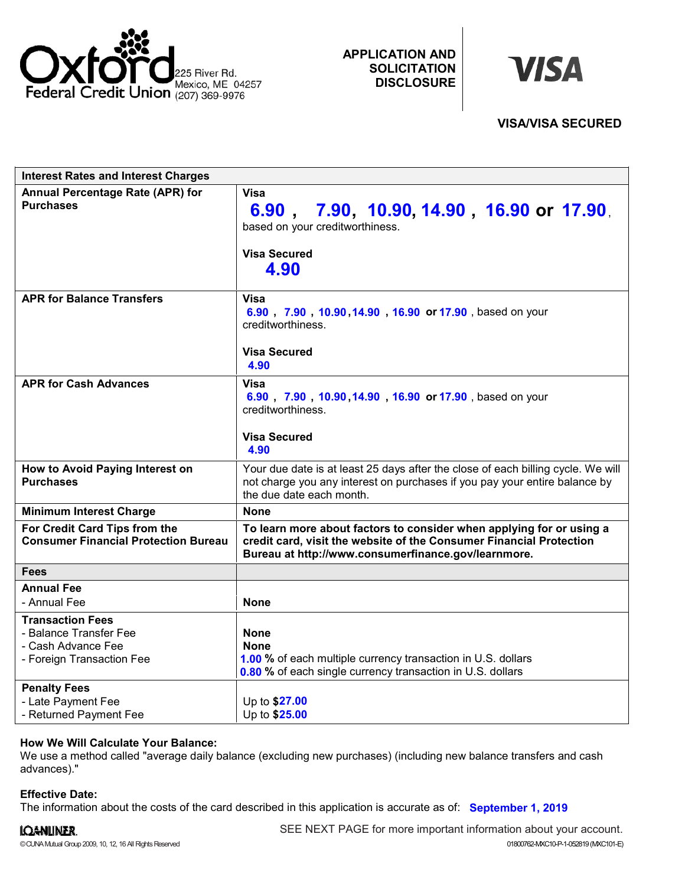Oxford Federal Credit Union
225 River Rd.
Mexico, ME 04257
(207) 369-9976

# APPLICATION AND SOLICITATION DISCLOSURE

VISA

## VISA/VISA SECURED

| Interest Rates and Interest Charges | |
|---|---|
| **Annual Percentage Rate (APR) for Purchases** | **Visa**<br>**6.90 , 7.90, 10.90, 14.90 , 16.90 or 17.90**, based on your creditworthiness.<br><br>**Visa Secured**<br>**4.90** |
| **APR for Balance Transfers** | **Visa**<br>**6.90 , 7.90 , 10.90, 14.90 , 16.90 or 17.90** , based on your creditworthiness.<br><br>**Visa Secured**<br>**4.90** |
| **APR for Cash Advances** | **Visa**<br>**6.90 , 7.90 , 10.90, 14.90 , 16.90 or 17.90** , based on your creditworthiness.<br><br>**Visa Secured**<br>**4.90** |
| **How to Avoid Paying Interest on Purchases** | Your due date is at least 25 days after the close of each billing cycle. We will not charge you any interest on purchases if you pay your entire balance by the due date each month. |
| **Minimum Interest Charge** | **None** |
| **For Credit Card Tips from the Consumer Financial Protection Bureau** | **To learn more about factors to consider when applying for or using a credit card, visit the website of the Consumer Financial Protection Bureau at http://www.consumerfinance.gov/learnmore.** |
| **Fees** | |
| **Annual Fee**<br>- Annual Fee | <br>**None** |
| **Transaction Fees**<br>- Balance Transfer Fee<br>- Cash Advance Fee<br>- Foreign Transaction Fee | <br>**None**<br>**None**<br>**1.00 %** of each multiple currency transaction in U.S. dollars<br>**0.80 %** of each single currency transaction in U.S. dollars |
| **Penalty Fees**<br>- Late Payment Fee<br>- Returned Payment Fee | <br>Up to **$27.00**<br>Up to **$25.00** |

**How We Will Calculate Your Balance:**
We use a method called "average daily balance (excluding new purchases) (including new balance transfers and cash advances)."

**Effective Date:**
The information about the costs of the card described in this application is accurate as of: **September 1, 2019**

SEE NEXT PAGE for more important information about your account.

LOANLINER
©CUNA Mutual Group 2009, 10, 12, 16 All Rights Reserved

01800762-MXC10-P-1-052819 (MXC101-E)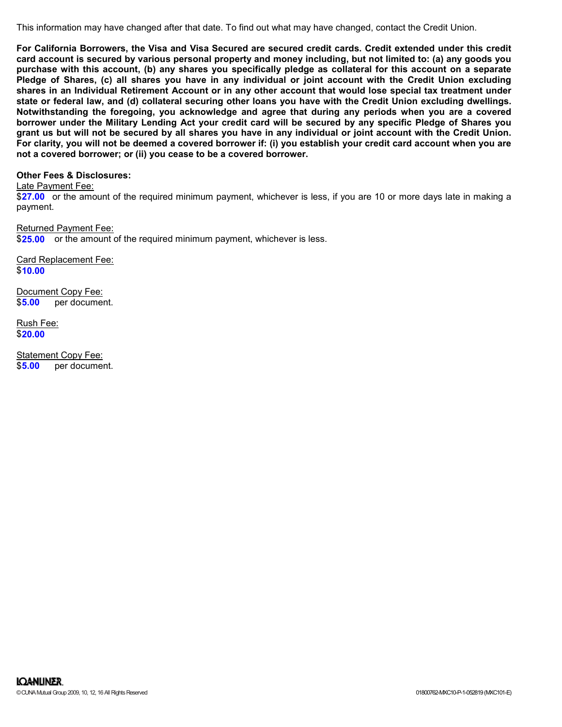This information may have changed after that date. To find out what may have changed, contact the Credit Union.

**For California Borrowers, the Visa and Visa Secured are secured credit cards. Credit extended under this credit card account is secured by various personal property and money including, but not limited to: (a) any goods you purchase with this account, (b) any shares you specifically pledge as collateral for this account on a separate Pledge of Shares, (c) all shares you have in any individual or joint account with the Credit Union excluding shares in an Individual Retirement Account or in any other account that would lose special tax treatment under state or federal law, and (d) collateral securing other loans you have with the Credit Union excluding dwellings. Notwithstanding the foregoing, you acknowledge and agree that during any periods when you are a covered borrower under the Military Lending Act your credit card will be secured by any specific Pledge of Shares you grant us but will not be secured by all shares you have in any individual or joint account with the Credit Union. For clarity, you will not be deemed a covered borrower if: (i) you establish your credit card account when you are not a covered borrower; or (ii) you cease to be a covered borrower.**

**Other Fees & Disclosures:**

Late Payment Fee:
$**27.00** or the amount of the required minimum payment, whichever is less, if you are 10 or more days late in making a payment.

Returned Payment Fee:
$**25.00** or the amount of the required minimum payment, whichever is less.

Card Replacement Fee:
$**10.00**

Document Copy Fee:
$**5.00** per document.

Rush Fee:
$**20.00**

Statement Copy Fee:
$**5.00** per document.

LOANLINER.
© CUNA Mutual Group 2009, 10, 12, 16 All Rights Reserved

01800762-MXC10-P-1-052819 (MXC101-E)